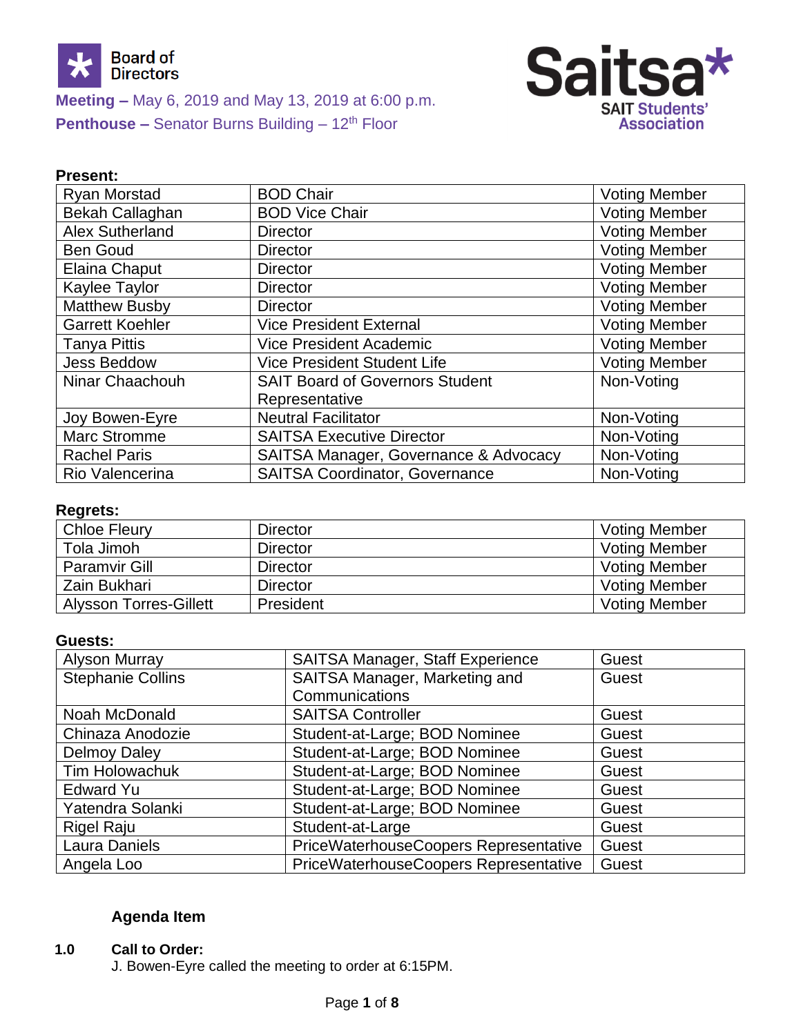Board of Directors

**Meeting –** May 6, 2019 and May 13, 2019 at 6:00 p.m.
**Penthouse –** Senator Burns Building – 12th Floor

Saitsa*
SAIT Students' Association

**Present:**

| | | |
|---|---|---|
| Ryan Morstad | BOD Chair | Voting Member |
| Bekah Callaghan | BOD Vice Chair | Voting Member |
| Alex Sutherland | Director | Voting Member |
| Ben Goud | Director | Voting Member |
| Elaina Chaput | Director | Voting Member |
| Kaylee Taylor | Director | Voting Member |
| Matthew Busby | Director | Voting Member |
| Garrett Koehler | Vice President External | Voting Member |
| Tanya Pittis | Vice President Academic | Voting Member |
| Jess Beddow | Vice President Student Life | Voting Member |
| Ninar Chaachouh | SAIT Board of Governors Student Representative | Non-Voting |
| Joy Bowen-Eyre | Neutral Facilitator | Non-Voting |
| Marc Stromme | SAITSA Executive Director | Non-Voting |
| Rachel Paris | SAITSA Manager, Governance & Advocacy | Non-Voting |
| Rio Valencerina | SAITSA Coordinator, Governance | Non-Voting |

**Regrets:**

| | | |
|---|---|---|
| Chloe Fleury | Director | Voting Member |
| Tola Jimoh | Director | Voting Member |
| Paramvir Gill | Director | Voting Member |
| Zain Bukhari | Director | Voting Member |
| Alysson Torres-Gillett | President | Voting Member |

**Guests:**

| | | |
|---|---|---|
| Alyson Murray | SAITSA Manager, Staff Experience | Guest |
| Stephanie Collins | SAITSA Manager, Marketing and Communications | Guest |
| Noah McDonald | SAITSA Controller | Guest |
| Chinaza Anodozie | Student-at-Large; BOD Nominee | Guest |
| Delmoy Daley | Student-at-Large; BOD Nominee | Guest |
| Tim Holowachuk | Student-at-Large; BOD Nominee | Guest |
| Edward Yu | Student-at-Large; BOD Nominee | Guest |
| Yatendra Solanki | Student-at-Large; BOD Nominee | Guest |
| Rigel Raju | Student-at-Large | Guest |
| Laura Daniels | PriceWaterhouseCoopers Representative | Guest |
| Angela Loo | PriceWaterhouseCoopers Representative | Guest |

**Agenda Item**

**1.0 Call to Order:**
J. Bowen-Eyre called the meeting to order at 6:15PM.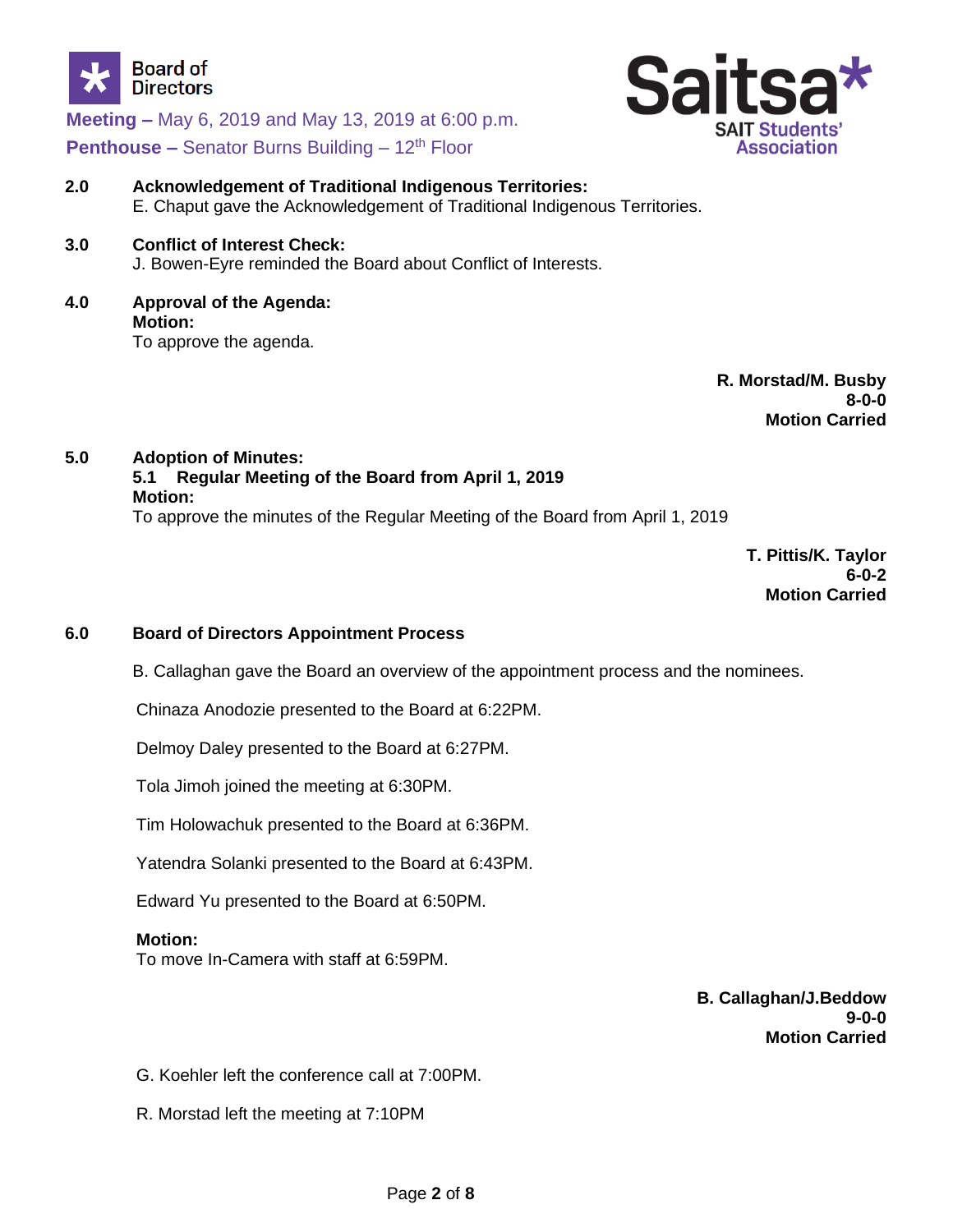**Meeting –** May 6, 2019 and May 13, 2019 at 6:00 p.m.
**Penthouse –** Senator Burns Building – 12th Floor

**2.0 Acknowledgement of Traditional Indigenous Territories:**
E. Chaput gave the Acknowledgement of Traditional Indigenous Territories.

**3.0 Conflict of Interest Check:**
J. Bowen-Eyre reminded the Board about Conflict of Interests.

**4.0 Approval of the Agenda:**
**Motion:**
To approve the agenda.

**R. Morstad/M. Busby**
**8-0-0**
**Motion Carried**

**5.0 Adoption of Minutes:**
**5.1 Regular Meeting of the Board from April 1, 2019**
**Motion:**
To approve the minutes of the Regular Meeting of the Board from April 1, 2019

**T. Pittis/K. Taylor**
**6-0-2**
**Motion Carried**

**6.0 Board of Directors Appointment Process**

B. Callaghan gave the Board an overview of the appointment process and the nominees.

Chinaza Anodozie presented to the Board at 6:22PM.

Delmoy Daley presented to the Board at 6:27PM.

Tola Jimoh joined the meeting at 6:30PM.

Tim Holowachuk presented to the Board at 6:36PM.

Yatendra Solanki presented to the Board at 6:43PM.

Edward Yu presented to the Board at 6:50PM.

**Motion:**
To move In-Camera with staff at 6:59PM.

**B. Callaghan/J.Beddow**
**9-0-0**
**Motion Carried**

G. Koehler left the conference call at 7:00PM.

R. Morstad left the meeting at 7:10PM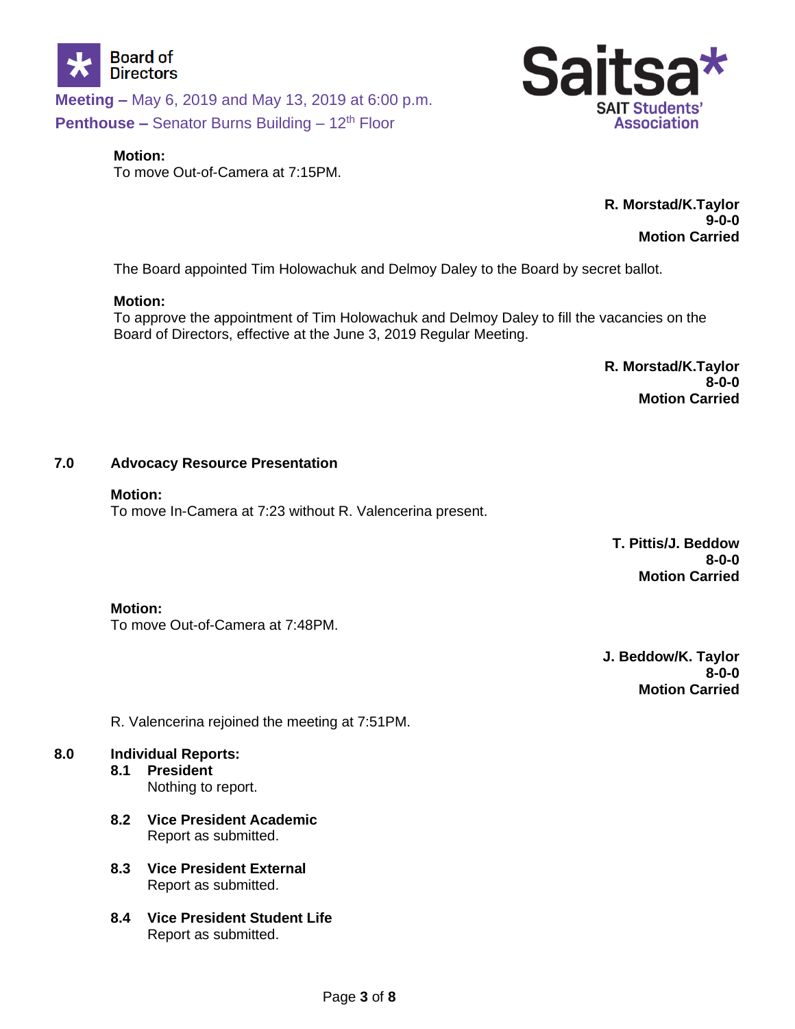**Motion:**
To move Out-of-Camera at 7:15PM.

**R. Morstad/K.Taylor**
**9-0-0**
**Motion Carried**

The Board appointed Tim Holowachuk and Delmoy Daley to the Board by secret ballot.

**Motion:**
To approve the appointment of Tim Holowachuk and Delmoy Daley to fill the vacancies on the Board of Directors, effective at the June 3, 2019 Regular Meeting.

**R. Morstad/K.Taylor**
**8-0-0**
**Motion Carried**

## 7.0 Advocacy Resource Presentation

**Motion:**
To move In-Camera at 7:23 without R. Valencerina present.

**T. Pittis/J. Beddow**
**8-0-0**
**Motion Carried**

**Motion:**
To move Out-of-Camera at 7:48PM.

**J. Beddow/K. Taylor**
**8-0-0**
**Motion Carried**

R. Valencerina rejoined the meeting at 7:51PM.

## 8.0 Individual Reports:

### 8.1 President
Nothing to report.

### 8.2 Vice President Academic
Report as submitted.

### 8.3 Vice President External
Report as submitted.

### 8.4 Vice President Student Life
Report as submitted.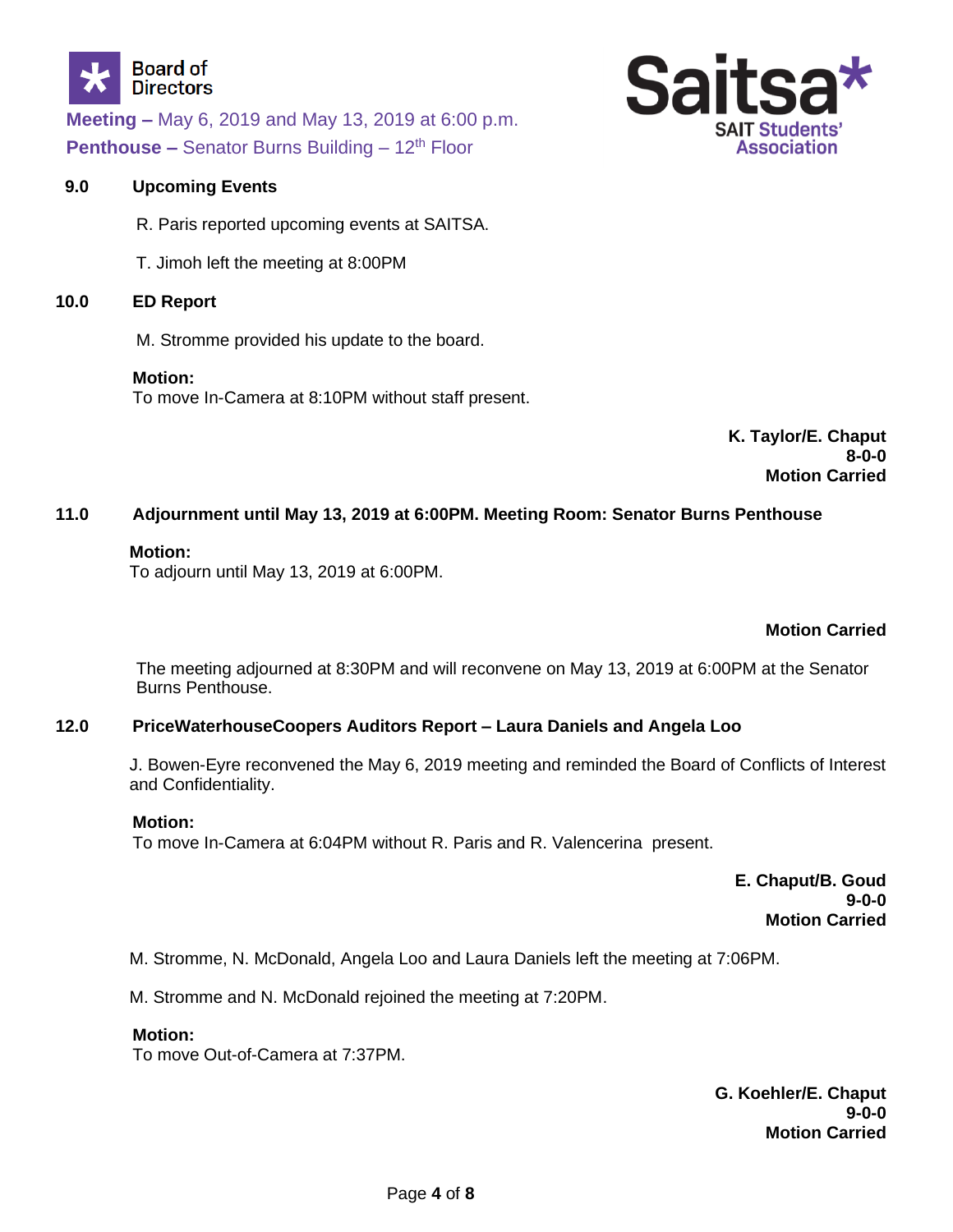## 9.0 Upcoming Events

R. Paris reported upcoming events at SAITSA.

T. Jimoh left the meeting at 8:00PM

## 10.0 ED Report

M. Stromme provided his update to the board.

**Motion:**
To move In-Camera at 8:10PM without staff present.

**K. Taylor/E. Chaput**
**8-0-0**
**Motion Carried**

## 11.0 Adjournment until May 13, 2019 at 6:00PM. Meeting Room: Senator Burns Penthouse

**Motion:**
To adjourn until May 13, 2019 at 6:00PM.

**Motion Carried**

The meeting adjourned at 8:30PM and will reconvene on May 13, 2019 at 6:00PM at the Senator Burns Penthouse.

## 12.0 PriceWaterhouseCoopers Auditors Report – Laura Daniels and Angela Loo

J. Bowen-Eyre reconvened the May 6, 2019 meeting and reminded the Board of Conflicts of Interest and Confidentiality.

**Motion:**
To move In-Camera at 6:04PM without R. Paris and R. Valencerina present.

**E. Chaput/B. Goud**
**9-0-0**
**Motion Carried**

M. Stromme, N. McDonald, Angela Loo and Laura Daniels left the meeting at 7:06PM.

M. Stromme and N. McDonald rejoined the meeting at 7:20PM.

**Motion:**
To move Out-of-Camera at 7:37PM.

**G. Koehler/E. Chaput**
**9-0-0**
**Motion Carried**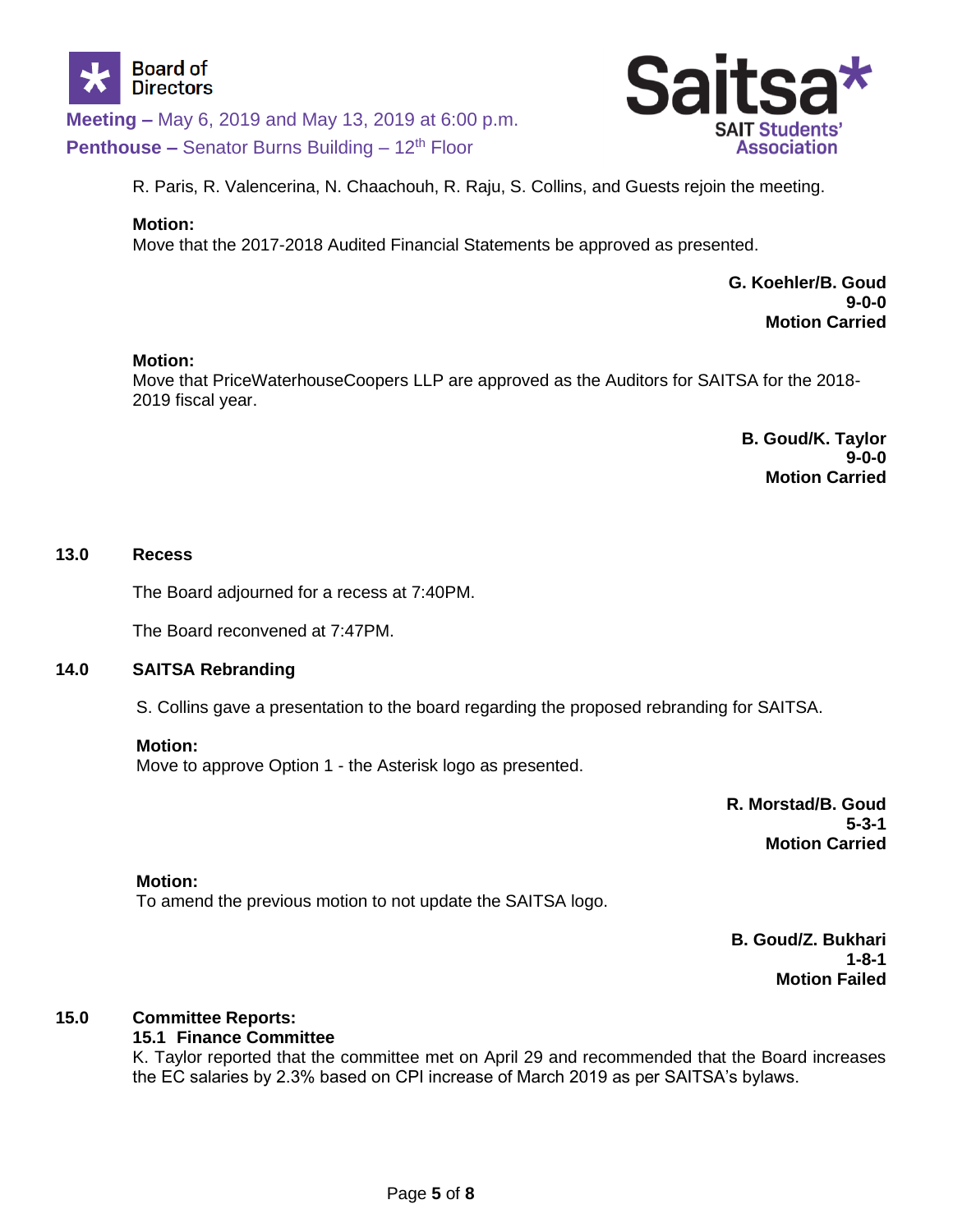R. Paris, R. Valencerina, N. Chaachouh, R. Raju, S. Collins, and Guests rejoin the meeting.

**Motion:**
Move that the 2017-2018 Audited Financial Statements be approved as presented.

**G. Koehler/B. Goud**
**9-0-0**
**Motion Carried**

**Motion:**
Move that PriceWaterhouseCoopers LLP are approved as the Auditors for SAITSA for the 2018-2019 fiscal year.

**B. Goud/K. Taylor**
**9-0-0**
**Motion Carried**

## 13.0 Recess

The Board adjourned for a recess at 7:40PM.

The Board reconvened at 7:47PM.

## 14.0 SAITSA Rebranding

S. Collins gave a presentation to the board regarding the proposed rebranding for SAITSA.

**Motion:**
Move to approve Option 1 - the Asterisk logo as presented.

**R. Morstad/B. Goud**
**5-3-1**
**Motion Carried**

**Motion:**
To amend the previous motion to not update the SAITSA logo.

**B. Goud/Z. Bukhari**
**1-8-1**
**Motion Failed**

## 15.0 Committee Reports:

### 15.1 Finance Committee

K. Taylor reported that the committee met on April 29 and recommended that the Board increases the EC salaries by 2.3% based on CPI increase of March 2019 as per SAITSA's bylaws.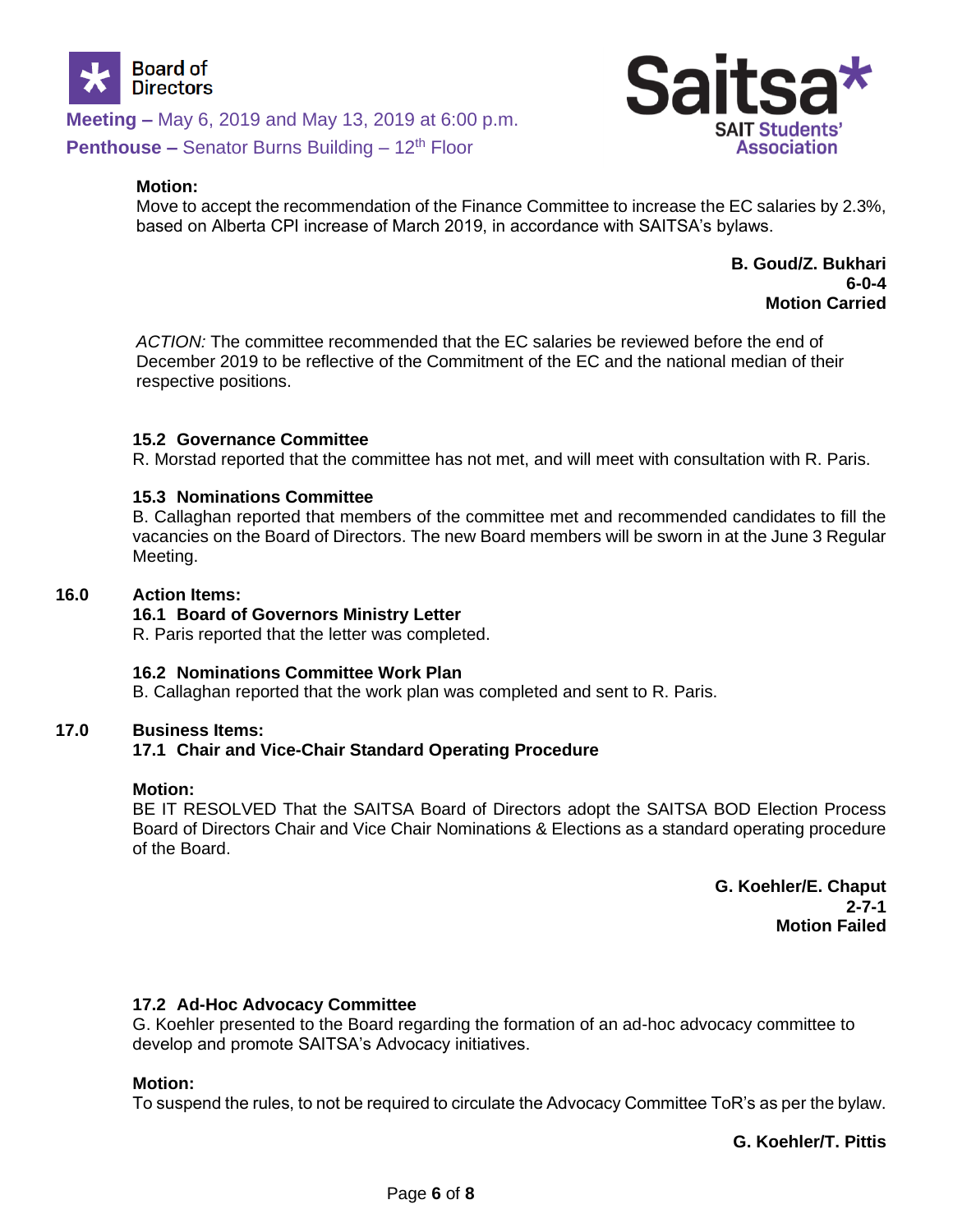**Motion:**
Move to accept the recommendation of the Finance Committee to increase the EC salaries by 2.3%, based on Alberta CPI increase of March 2019, in accordance with SAITSA's bylaws.

**B. Goud/Z. Bukhari**
**6-0-4**
**Motion Carried**

*ACTION:* The committee recommended that the EC salaries be reviewed before the end of December 2019 to be reflective of the Commitment of the EC and the national median of their respective positions.

### 15.2 Governance Committee

R. Morstad reported that the committee has not met, and will meet with consultation with R. Paris.

### 15.3 Nominations Committee

B. Callaghan reported that members of the committee met and recommended candidates to fill the vacancies on the Board of Directors. The new Board members will be sworn in at the June 3 Regular Meeting.

## 16.0 Action Items:

### 16.1 Board of Governors Ministry Letter

R. Paris reported that the letter was completed.

### 16.2 Nominations Committee Work Plan

B. Callaghan reported that the work plan was completed and sent to R. Paris.

## 17.0 Business Items:

### 17.1 Chair and Vice-Chair Standard Operating Procedure

**Motion:**
BE IT RESOLVED That the SAITSA Board of Directors adopt the SAITSA BOD Election Process Board of Directors Chair and Vice Chair Nominations & Elections as a standard operating procedure of the Board.

**G. Koehler/E. Chaput**
**2-7-1**
**Motion Failed**

### 17.2 Ad-Hoc Advocacy Committee

G. Koehler presented to the Board regarding the formation of an ad-hoc advocacy committee to develop and promote SAITSA's Advocacy initiatives.

**Motion:**
To suspend the rules, to not be required to circulate the Advocacy Committee ToR's as per the bylaw.

**G. Koehler/T. Pittis**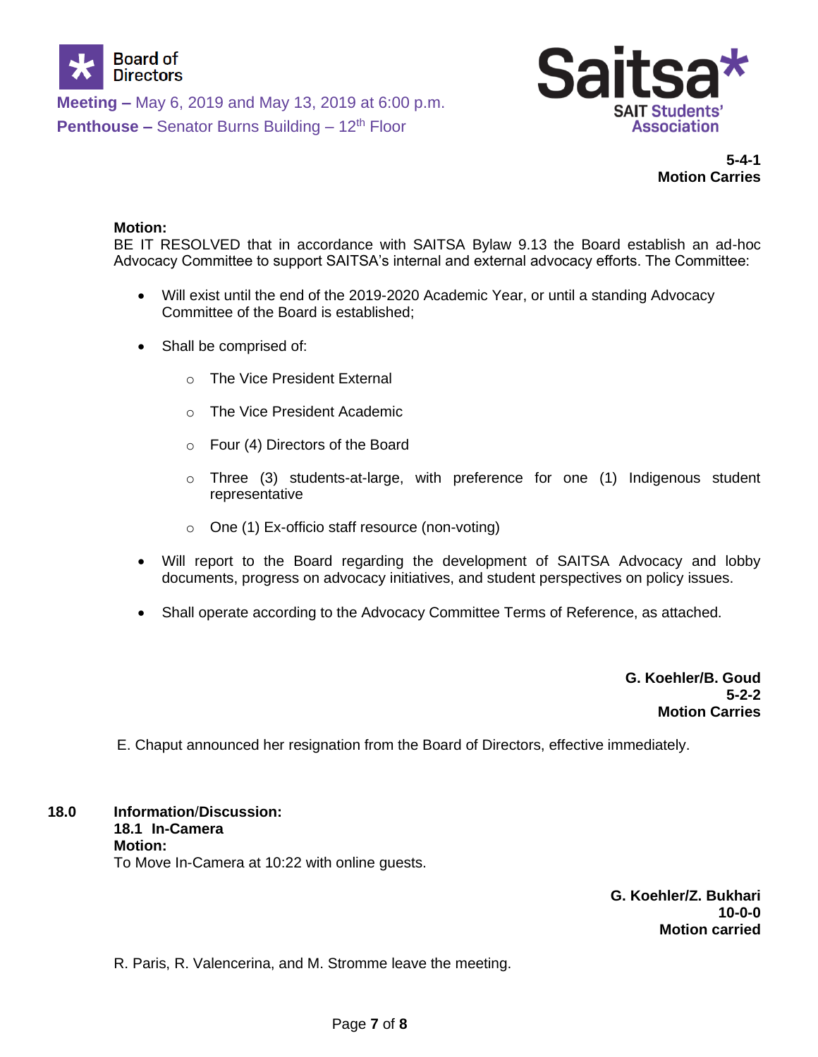**5-4-1**
**Motion Carries**

**Motion:**
BE IT RESOLVED that in accordance with SAITSA Bylaw 9.13 the Board establish an ad-hoc Advocacy Committee to support SAITSA's internal and external advocacy efforts. The Committee:

- Will exist until the end of the 2019-2020 Academic Year, or until a standing Advocacy Committee of the Board is established;
- Shall be comprised of:
  - The Vice President External
  - The Vice President Academic
  - Four (4) Directors of the Board
  - Three (3) students-at-large, with preference for one (1) Indigenous student representative
  - One (1) Ex-officio staff resource (non-voting)
- Will report to the Board regarding the development of SAITSA Advocacy and lobby documents, progress on advocacy initiatives, and student perspectives on policy issues.
- Shall operate according to the Advocacy Committee Terms of Reference, as attached.

**G. Koehler/B. Goud**
**5-2-2**
**Motion Carries**

E. Chaput announced her resignation from the Board of Directors, effective immediately.

## 18.0 Information/Discussion:

**18.1 In-Camera**

**Motion:**
To Move In-Camera at 10:22 with online guests.

**G. Koehler/Z. Bukhari**
**10-0-0**
**Motion carried**

R. Paris, R. Valencerina, and M. Stromme leave the meeting.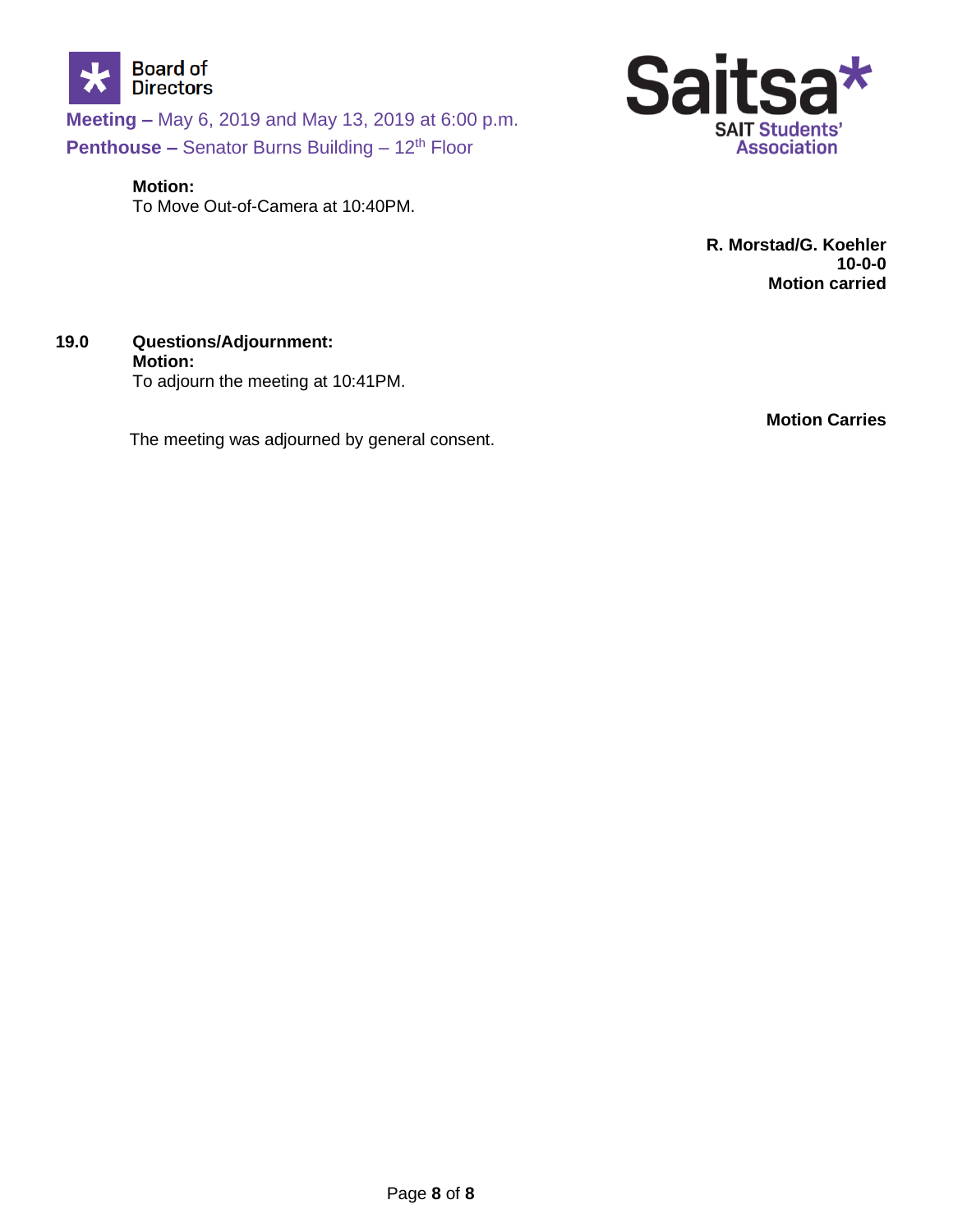**Motion:**
To Move Out-of-Camera at 10:40PM.

**R. Morstad/G. Koehler**
**10-0-0**
**Motion carried**

**19.0 Questions/Adjournment:**

**Motion:**
To adjourn the meeting at 10:41PM.

**Motion Carries**

The meeting was adjourned by general consent.